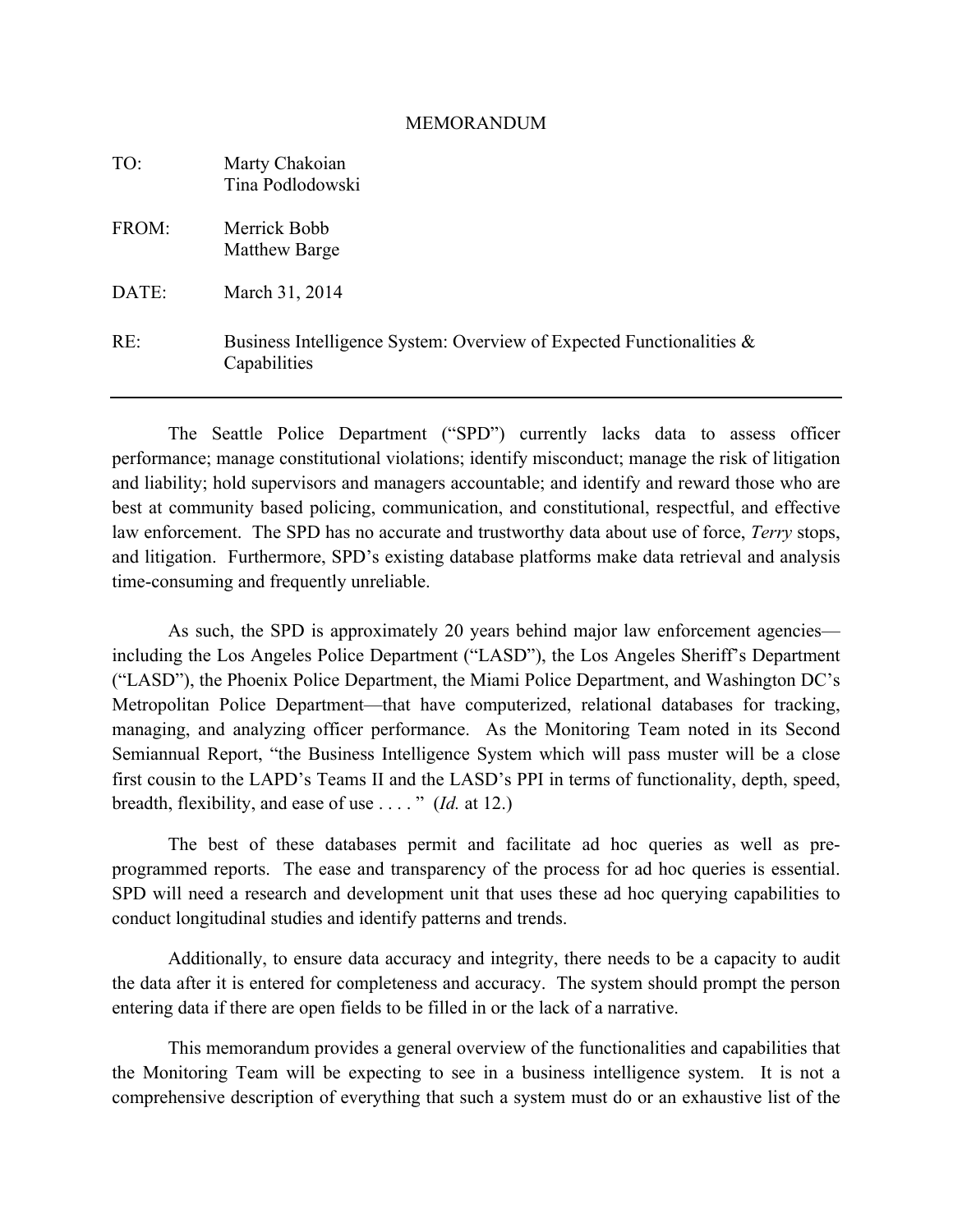# MEMORANDUM

TO: Marty Chakoian
Tina Podlodowski

FROM: Merrick Bobb
Matthew Barge

DATE: March 31, 2014

RE: Business Intelligence System: Overview of Expected Functionalities & Capabilities

---

The Seattle Police Department ("SPD") currently lacks data to assess officer performance; manage constitutional violations; identify misconduct; manage the risk of litigation and liability; hold supervisors and managers accountable; and identify and reward those who are best at community based policing, communication, and constitutional, respectful, and effective law enforcement. The SPD has no accurate and trustworthy data about use of force, *Terry* stops, and litigation. Furthermore, SPD's existing database platforms make data retrieval and analysis time-consuming and frequently unreliable.

As such, the SPD is approximately 20 years behind major law enforcement agencies—including the Los Angeles Police Department ("LASD"), the Los Angeles Sheriff's Department ("LASD"), the Phoenix Police Department, the Miami Police Department, and Washington DC's Metropolitan Police Department—that have computerized, relational databases for tracking, managing, and analyzing officer performance. As the Monitoring Team noted in its Second Semiannual Report, "the Business Intelligence System which will pass muster will be a close first cousin to the LAPD's Teams II and the LASD's PPI in terms of functionality, depth, speed, breadth, flexibility, and ease of use . . . . " (*Id.* at 12.)

The best of these databases permit and facilitate ad hoc queries as well as pre-programmed reports. The ease and transparency of the process for ad hoc queries is essential. SPD will need a research and development unit that uses these ad hoc querying capabilities to conduct longitudinal studies and identify patterns and trends.

Additionally, to ensure data accuracy and integrity, there needs to be a capacity to audit the data after it is entered for completeness and accuracy. The system should prompt the person entering data if there are open fields to be filled in or the lack of a narrative.

This memorandum provides a general overview of the functionalities and capabilities that the Monitoring Team will be expecting to see in a business intelligence system. It is not a comprehensive description of everything that such a system must do or an exhaustive list of the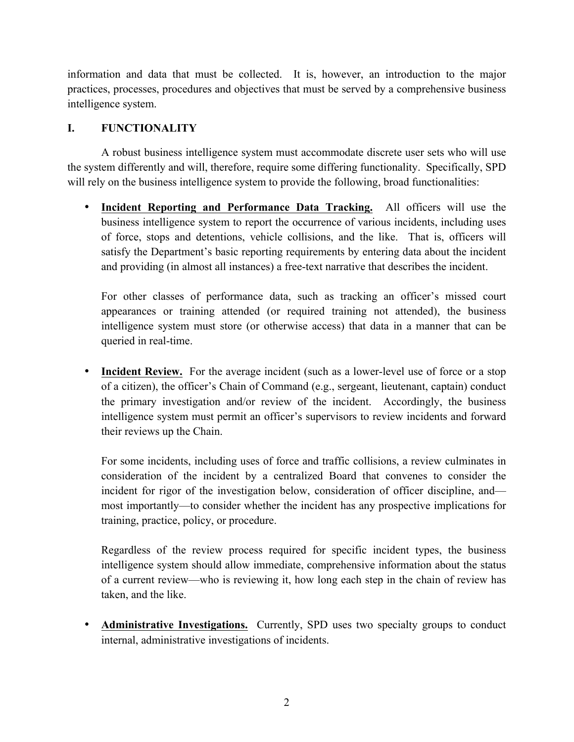information and data that must be collected. It is, however, an introduction to the major practices, processes, procedures and objectives that must be served by a comprehensive business intelligence system.

## I. FUNCTIONALITY

A robust business intelligence system must accommodate discrete user sets who will use the system differently and will, therefore, require some differing functionality. Specifically, SPD will rely on the business intelligence system to provide the following, broad functionalities:

- **Incident Reporting and Performance Data Tracking.** All officers will use the business intelligence system to report the occurrence of various incidents, including uses of force, stops and detentions, vehicle collisions, and the like. That is, officers will satisfy the Department's basic reporting requirements by entering data about the incident and providing (in almost all instances) a free-text narrative that describes the incident.

  For other classes of performance data, such as tracking an officer's missed court appearances or training attended (or required training not attended), the business intelligence system must store (or otherwise access) that data in a manner that can be queried in real-time.

- **Incident Review.** For the average incident (such as a lower-level use of force or a stop of a citizen), the officer's Chain of Command (e.g., sergeant, lieutenant, captain) conduct the primary investigation and/or review of the incident. Accordingly, the business intelligence system must permit an officer's supervisors to review incidents and forward their reviews up the Chain.

  For some incidents, including uses of force and traffic collisions, a review culminates in consideration of the incident by a centralized Board that convenes to consider the incident for rigor of the investigation below, consideration of officer discipline, and—most importantly—to consider whether the incident has any prospective implications for training, practice, policy, or procedure.

  Regardless of the review process required for specific incident types, the business intelligence system should allow immediate, comprehensive information about the status of a current review—who is reviewing it, how long each step in the chain of review has taken, and the like.

- **Administrative Investigations.** Currently, SPD uses two specialty groups to conduct internal, administrative investigations of incidents.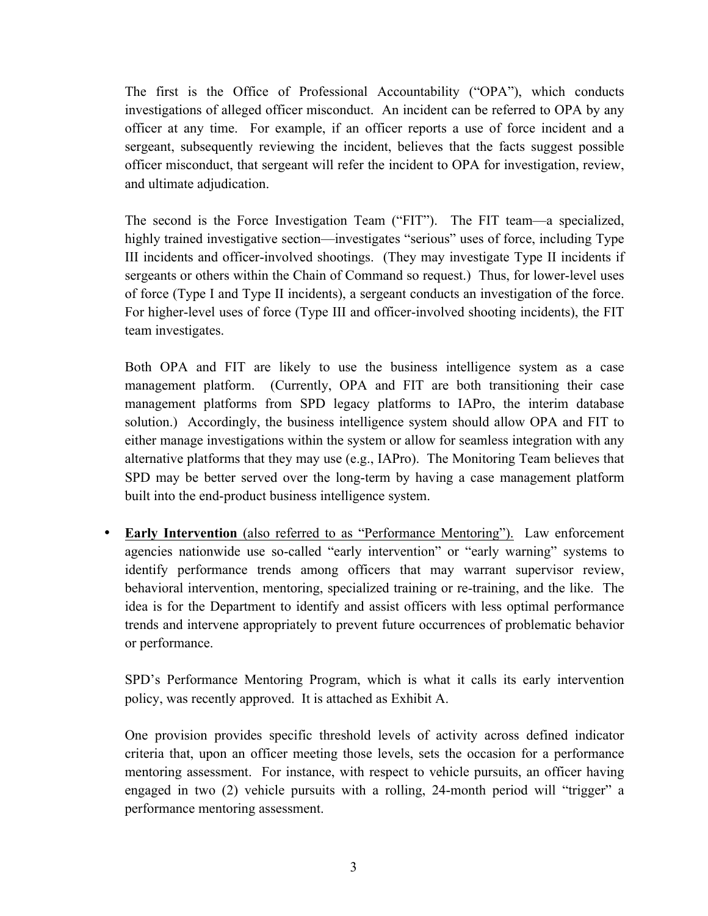The first is the Office of Professional Accountability ("OPA"), which conducts investigations of alleged officer misconduct. An incident can be referred to OPA by any officer at any time. For example, if an officer reports a use of force incident and a sergeant, subsequently reviewing the incident, believes that the facts suggest possible officer misconduct, that sergeant will refer the incident to OPA for investigation, review, and ultimate adjudication.

The second is the Force Investigation Team ("FIT"). The FIT team—a specialized, highly trained investigative section—investigates "serious" uses of force, including Type III incidents and officer-involved shootings. (They may investigate Type II incidents if sergeants or others within the Chain of Command so request.) Thus, for lower-level uses of force (Type I and Type II incidents), a sergeant conducts an investigation of the force. For higher-level uses of force (Type III and officer-involved shooting incidents), the FIT team investigates.

Both OPA and FIT are likely to use the business intelligence system as a case management platform. (Currently, OPA and FIT are both transitioning their case management platforms from SPD legacy platforms to IAPro, the interim database solution.) Accordingly, the business intelligence system should allow OPA and FIT to either manage investigations within the system or allow for seamless integration with any alternative platforms that they may use (e.g., IAPro). The Monitoring Team believes that SPD may be better served over the long-term by having a case management platform built into the end-product business intelligence system.

- **<u>Early Intervention</u>** <u>(also referred to as "Performance Mentoring").</u> Law enforcement agencies nationwide use so-called "early intervention" or "early warning" systems to identify performance trends among officers that may warrant supervisor review, behavioral intervention, mentoring, specialized training or re-training, and the like. The idea is for the Department to identify and assist officers with less optimal performance trends and intervene appropriately to prevent future occurrences of problematic behavior or performance.

  SPD's Performance Mentoring Program, which is what it calls its early intervention policy, was recently approved. It is attached as Exhibit A.

  One provision provides specific threshold levels of activity across defined indicator criteria that, upon an officer meeting those levels, sets the occasion for a performance mentoring assessment. For instance, with respect to vehicle pursuits, an officer having engaged in two (2) vehicle pursuits with a rolling, 24-month period will "trigger" a performance mentoring assessment.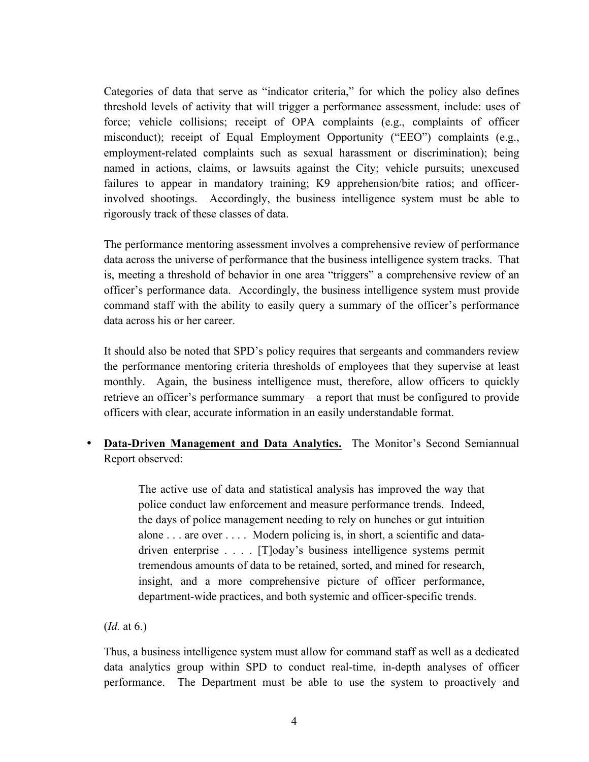Categories of data that serve as "indicator criteria," for which the policy also defines threshold levels of activity that will trigger a performance assessment, include: uses of force; vehicle collisions; receipt of OPA complaints (e.g., complaints of officer misconduct); receipt of Equal Employment Opportunity ("EEO") complaints (e.g., employment-related complaints such as sexual harassment or discrimination); being named in actions, claims, or lawsuits against the City; vehicle pursuits; unexcused failures to appear in mandatory training; K9 apprehension/bite ratios; and officer-involved shootings. Accordingly, the business intelligence system must be able to rigorously track of these classes of data.

The performance mentoring assessment involves a comprehensive review of performance data across the universe of performance that the business intelligence system tracks. That is, meeting a threshold of behavior in one area "triggers" a comprehensive review of an officer's performance data. Accordingly, the business intelligence system must provide command staff with the ability to easily query a summary of the officer's performance data across his or her career.

It should also be noted that SPD's policy requires that sergeants and commanders review the performance mentoring criteria thresholds of employees that they supervise at least monthly. Again, the business intelligence must, therefore, allow officers to quickly retrieve an officer's performance summary—a report that must be configured to provide officers with clear, accurate information in an easily understandable format.

- **Data-Driven Management and Data Analytics.** The Monitor's Second Semiannual Report observed:

> The active use of data and statistical analysis has improved the way that police conduct law enforcement and measure performance trends. Indeed, the days of police management needing to rely on hunches or gut intuition alone . . . are over . . . . Modern policing is, in short, a scientific and data-driven enterprise . . . . [T]oday's business intelligence systems permit tremendous amounts of data to be retained, sorted, and mined for research, insight, and a more comprehensive picture of officer performance, department-wide practices, and both systemic and officer-specific trends.

(*Id.* at 6.)

Thus, a business intelligence system must allow for command staff as well as a dedicated data analytics group within SPD to conduct real-time, in-depth analyses of officer performance. The Department must be able to use the system to proactively and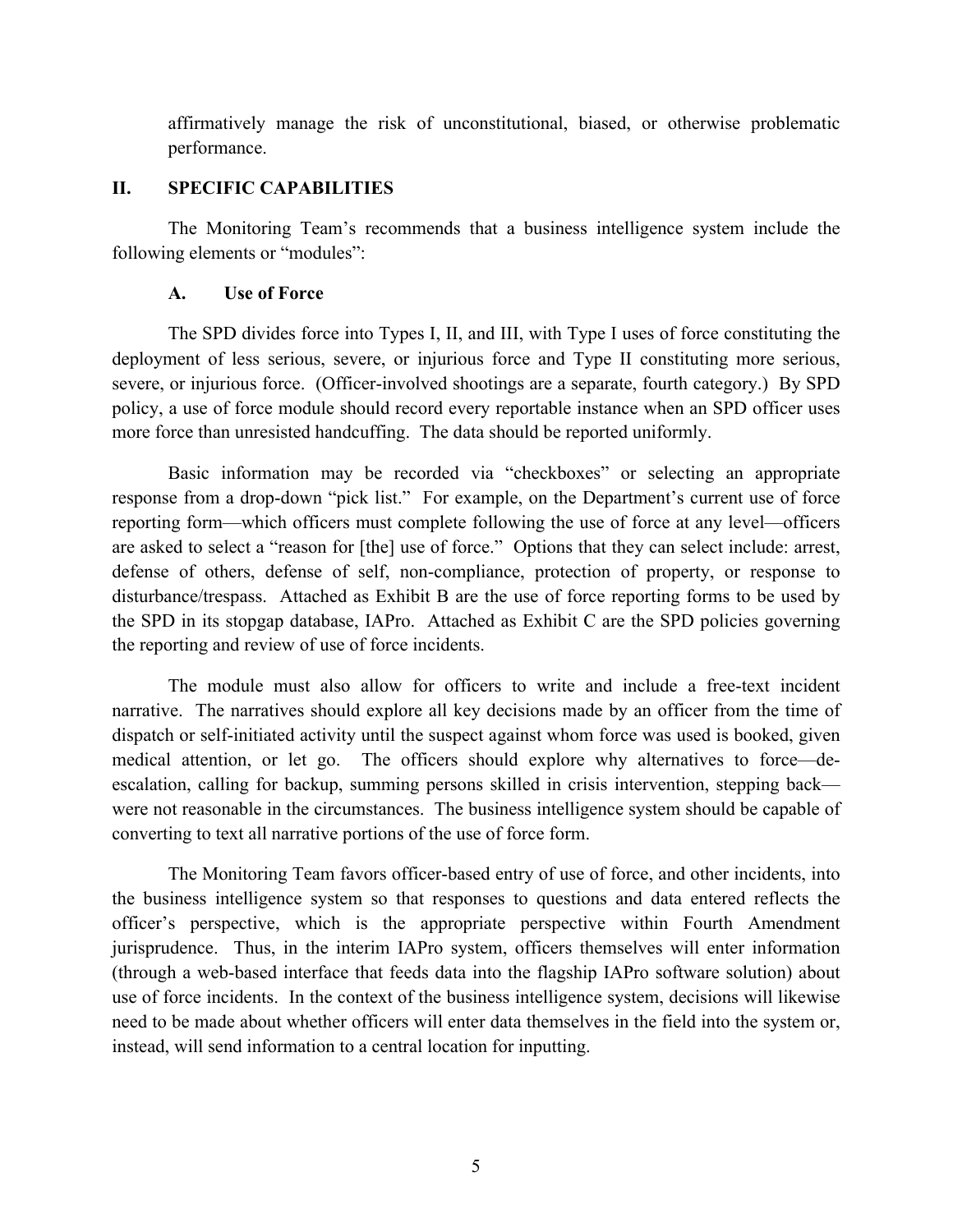affirmatively manage the risk of unconstitutional, biased, or otherwise problematic performance.

## II. SPECIFIC CAPABILITIES

The Monitoring Team's recommends that a business intelligence system include the following elements or "modules":

### A. Use of Force

The SPD divides force into Types I, II, and III, with Type I uses of force constituting the deployment of less serious, severe, or injurious force and Type II constituting more serious, severe, or injurious force. (Officer-involved shootings are a separate, fourth category.) By SPD policy, a use of force module should record every reportable instance when an SPD officer uses more force than unresisted handcuffing. The data should be reported uniformly.

Basic information may be recorded via "checkboxes" or selecting an appropriate response from a drop-down "pick list." For example, on the Department's current use of force reporting form—which officers must complete following the use of force at any level—officers are asked to select a "reason for [the] use of force." Options that they can select include: arrest, defense of others, defense of self, non-compliance, protection of property, or response to disturbance/trespass. Attached as Exhibit B are the use of force reporting forms to be used by the SPD in its stopgap database, IAPro. Attached as Exhibit C are the SPD policies governing the reporting and review of use of force incidents.

The module must also allow for officers to write and include a free-text incident narrative. The narratives should explore all key decisions made by an officer from the time of dispatch or self-initiated activity until the suspect against whom force was used is booked, given medical attention, or let go. The officers should explore why alternatives to force—de-escalation, calling for backup, summing persons skilled in crisis intervention, stepping back—were not reasonable in the circumstances. The business intelligence system should be capable of converting to text all narrative portions of the use of force form.

The Monitoring Team favors officer-based entry of use of force, and other incidents, into the business intelligence system so that responses to questions and data entered reflects the officer's perspective, which is the appropriate perspective within Fourth Amendment jurisprudence. Thus, in the interim IAPro system, officers themselves will enter information (through a web-based interface that feeds data into the flagship IAPro software solution) about use of force incidents. In the context of the business intelligence system, decisions will likewise need to be made about whether officers will enter data themselves in the field into the system or, instead, will send information to a central location for inputting.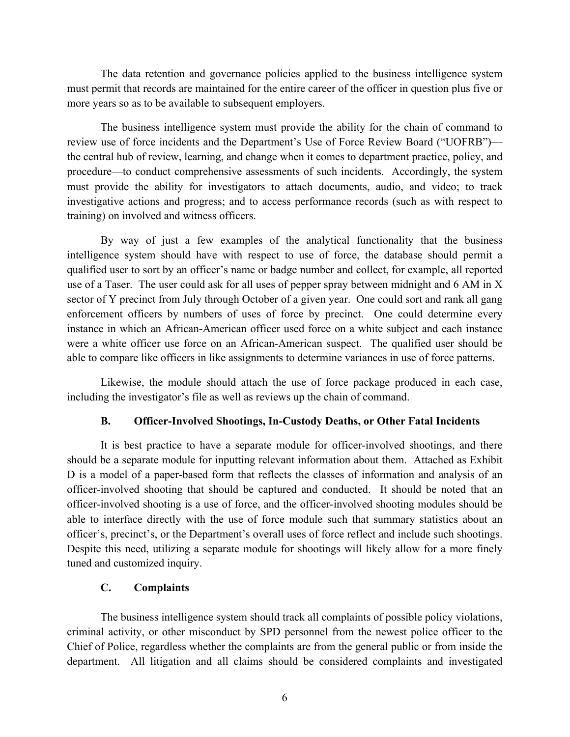The data retention and governance policies applied to the business intelligence system must permit that records are maintained for the entire career of the officer in question plus five or more years so as to be available to subsequent employers.

The business intelligence system must provide the ability for the chain of command to review use of force incidents and the Department's Use of Force Review Board ("UOFRB")—the central hub of review, learning, and change when it comes to department practice, policy, and procedure—to conduct comprehensive assessments of such incidents. Accordingly, the system must provide the ability for investigators to attach documents, audio, and video; to track investigative actions and progress; and to access performance records (such as with respect to training) on involved and witness officers.

By way of just a few examples of the analytical functionality that the business intelligence system should have with respect to use of force, the database should permit a qualified user to sort by an officer's name or badge number and collect, for example, all reported use of a Taser. The user could ask for all uses of pepper spray between midnight and 6 AM in X sector of Y precinct from July through October of a given year. One could sort and rank all gang enforcement officers by numbers of uses of force by precinct. One could determine every instance in which an African-American officer used force on a white subject and each instance were a white officer use force on an African-American suspect. The qualified user should be able to compare like officers in like assignments to determine variances in use of force patterns.

Likewise, the module should attach the use of force package produced in each case, including the investigator's file as well as reviews up the chain of command.

### B. Officer-Involved Shootings, In-Custody Deaths, or Other Fatal Incidents

It is best practice to have a separate module for officer-involved shootings, and there should be a separate module for inputting relevant information about them. Attached as Exhibit D is a model of a paper-based form that reflects the classes of information and analysis of an officer-involved shooting that should be captured and conducted. It should be noted that an officer-involved shooting is a use of force, and the officer-involved shooting modules should be able to interface directly with the use of force module such that summary statistics about an officer's, precinct's, or the Department's overall uses of force reflect and include such shootings. Despite this need, utilizing a separate module for shootings will likely allow for a more finely tuned and customized inquiry.

### C. Complaints

The business intelligence system should track all complaints of possible policy violations, criminal activity, or other misconduct by SPD personnel from the newest police officer to the Chief of Police, regardless whether the complaints are from the general public or from inside the department. All litigation and all claims should be considered complaints and investigated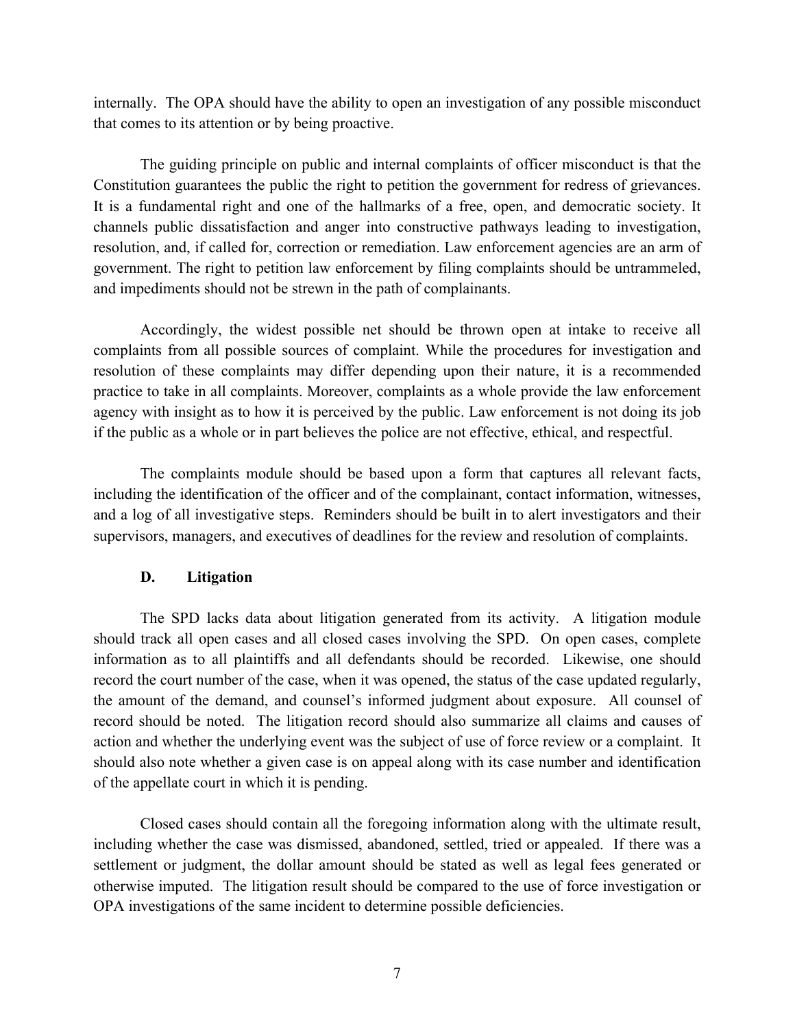internally. The OPA should have the ability to open an investigation of any possible misconduct that comes to its attention or by being proactive.

The guiding principle on public and internal complaints of officer misconduct is that the Constitution guarantees the public the right to petition the government for redress of grievances. It is a fundamental right and one of the hallmarks of a free, open, and democratic society. It channels public dissatisfaction and anger into constructive pathways leading to investigation, resolution, and, if called for, correction or remediation. Law enforcement agencies are an arm of government. The right to petition law enforcement by filing complaints should be untrammeled, and impediments should not be strewn in the path of complainants.

Accordingly, the widest possible net should be thrown open at intake to receive all complaints from all possible sources of complaint. While the procedures for investigation and resolution of these complaints may differ depending upon their nature, it is a recommended practice to take in all complaints. Moreover, complaints as a whole provide the law enforcement agency with insight as to how it is perceived by the public. Law enforcement is not doing its job if the public as a whole or in part believes the police are not effective, ethical, and respectful.

The complaints module should be based upon a form that captures all relevant facts, including the identification of the officer and of the complainant, contact information, witnesses, and a log of all investigative steps. Reminders should be built in to alert investigators and their supervisors, managers, and executives of deadlines for the review and resolution of complaints.

### D. Litigation

The SPD lacks data about litigation generated from its activity. A litigation module should track all open cases and all closed cases involving the SPD. On open cases, complete information as to all plaintiffs and all defendants should be recorded. Likewise, one should record the court number of the case, when it was opened, the status of the case updated regularly, the amount of the demand, and counsel's informed judgment about exposure. All counsel of record should be noted. The litigation record should also summarize all claims and causes of action and whether the underlying event was the subject of use of force review or a complaint. It should also note whether a given case is on appeal along with its case number and identification of the appellate court in which it is pending.

Closed cases should contain all the foregoing information along with the ultimate result, including whether the case was dismissed, abandoned, settled, tried or appealed. If there was a settlement or judgment, the dollar amount should be stated as well as legal fees generated or otherwise imputed. The litigation result should be compared to the use of force investigation or OPA investigations of the same incident to determine possible deficiencies.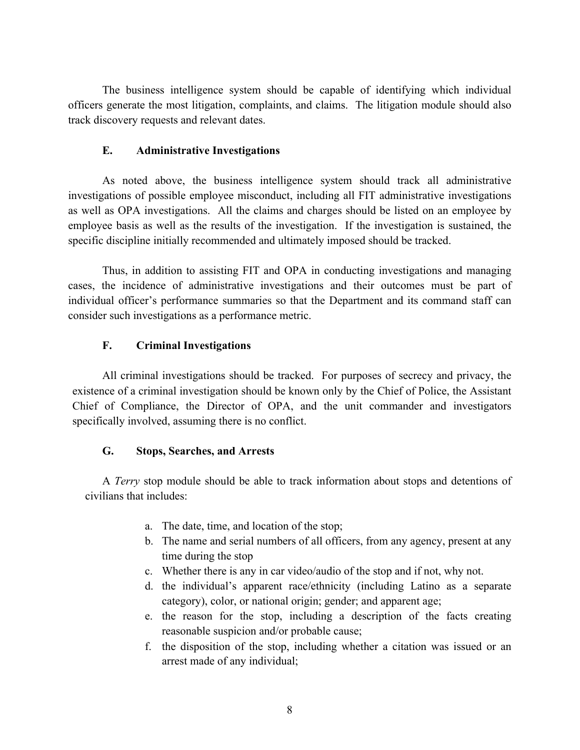The business intelligence system should be capable of identifying which individual officers generate the most litigation, complaints, and claims. The litigation module should also track discovery requests and relevant dates.

### E. Administrative Investigations

As noted above, the business intelligence system should track all administrative investigations of possible employee misconduct, including all FIT administrative investigations as well as OPA investigations. All the claims and charges should be listed on an employee by employee basis as well as the results of the investigation. If the investigation is sustained, the specific discipline initially recommended and ultimately imposed should be tracked.

Thus, in addition to assisting FIT and OPA in conducting investigations and managing cases, the incidence of administrative investigations and their outcomes must be part of individual officer's performance summaries so that the Department and its command staff can consider such investigations as a performance metric.

### F. Criminal Investigations

All criminal investigations should be tracked. For purposes of secrecy and privacy, the existence of a criminal investigation should be known only by the Chief of Police, the Assistant Chief of Compliance, the Director of OPA, and the unit commander and investigators specifically involved, assuming there is no conflict.

### G. Stops, Searches, and Arrests

A *Terry* stop module should be able to track information about stops and detentions of civilians that includes:

a. The date, time, and location of the stop;
b. The name and serial numbers of all officers, from any agency, present at any time during the stop
c. Whether there is any in car video/audio of the stop and if not, why not.
d. the individual's apparent race/ethnicity (including Latino as a separate category), color, or national origin; gender; and apparent age;
e. the reason for the stop, including a description of the facts creating reasonable suspicion and/or probable cause;
f. the disposition of the stop, including whether a citation was issued or an arrest made of any individual;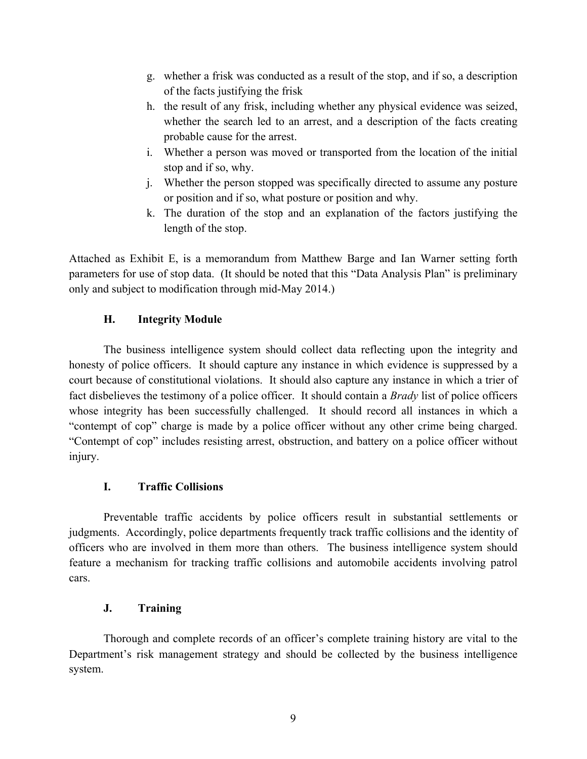g. whether a frisk was conducted as a result of the stop, and if so, a description of the facts justifying the frisk
h. the result of any frisk, including whether any physical evidence was seized, whether the search led to an arrest, and a description of the facts creating probable cause for the arrest.
i. Whether a person was moved or transported from the location of the initial stop and if so, why.
j. Whether the person stopped was specifically directed to assume any posture or position and if so, what posture or position and why.
k. The duration of the stop and an explanation of the factors justifying the length of the stop.

Attached as Exhibit E, is a memorandum from Matthew Barge and Ian Warner setting forth parameters for use of stop data. (It should be noted that this "Data Analysis Plan" is preliminary only and subject to modification through mid-May 2014.)

### H. Integrity Module

The business intelligence system should collect data reflecting upon the integrity and honesty of police officers. It should capture any instance in which evidence is suppressed by a court because of constitutional violations. It should also capture any instance in which a trier of fact disbelieves the testimony of a police officer. It should contain a *Brady* list of police officers whose integrity has been successfully challenged. It should record all instances in which a "contempt of cop" charge is made by a police officer without any other crime being charged. "Contempt of cop" includes resisting arrest, obstruction, and battery on a police officer without injury.

### I. Traffic Collisions

Preventable traffic accidents by police officers result in substantial settlements or judgments. Accordingly, police departments frequently track traffic collisions and the identity of officers who are involved in them more than others. The business intelligence system should feature a mechanism for tracking traffic collisions and automobile accidents involving patrol cars.

### J. Training

Thorough and complete records of an officer's complete training history are vital to the Department's risk management strategy and should be collected by the business intelligence system.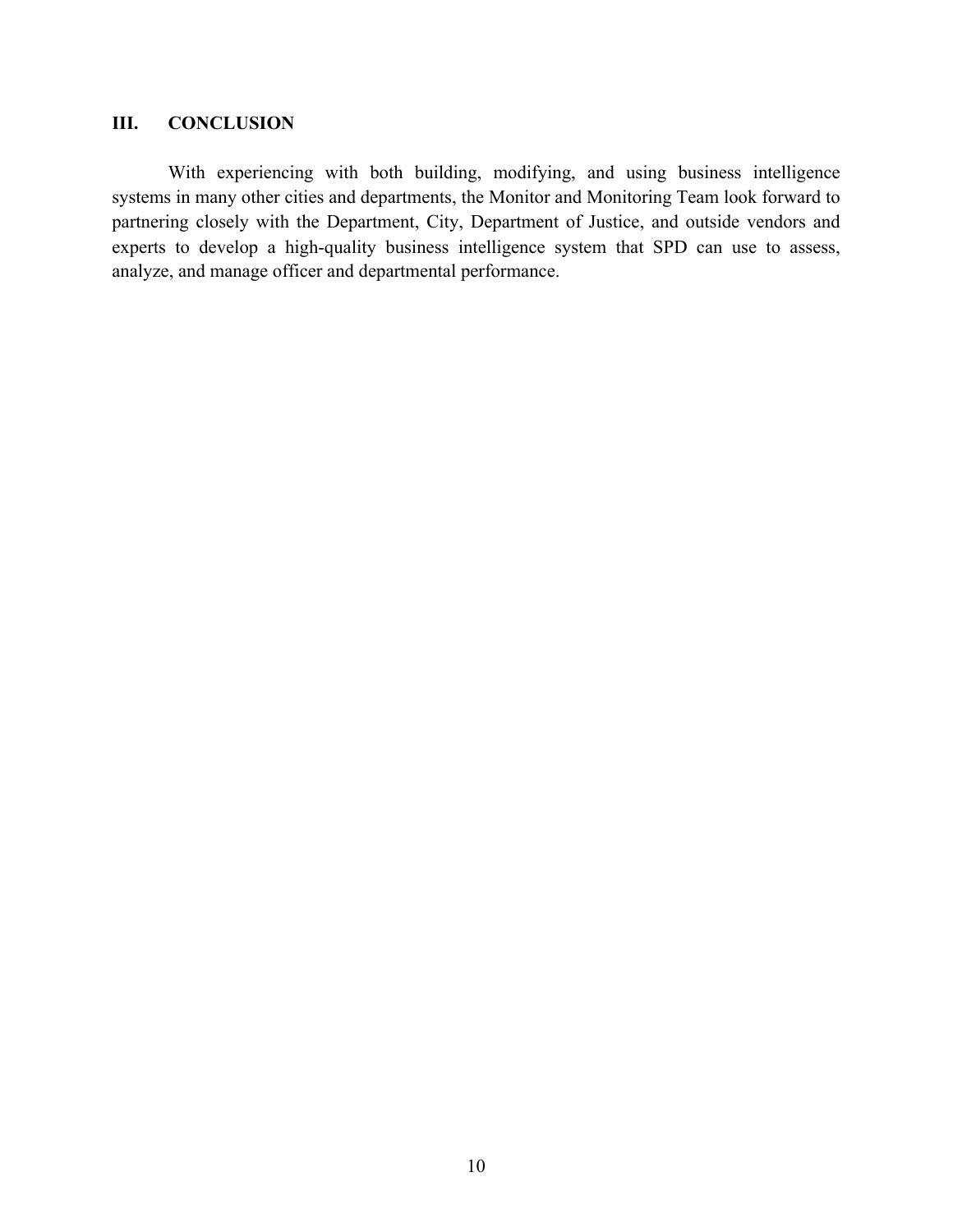## III. CONCLUSION

With experiencing with both building, modifying, and using business intelligence systems in many other cities and departments, the Monitor and Monitoring Team look forward to partnering closely with the Department, City, Department of Justice, and outside vendors and experts to develop a high-quality business intelligence system that SPD can use to assess, analyze, and manage officer and departmental performance.